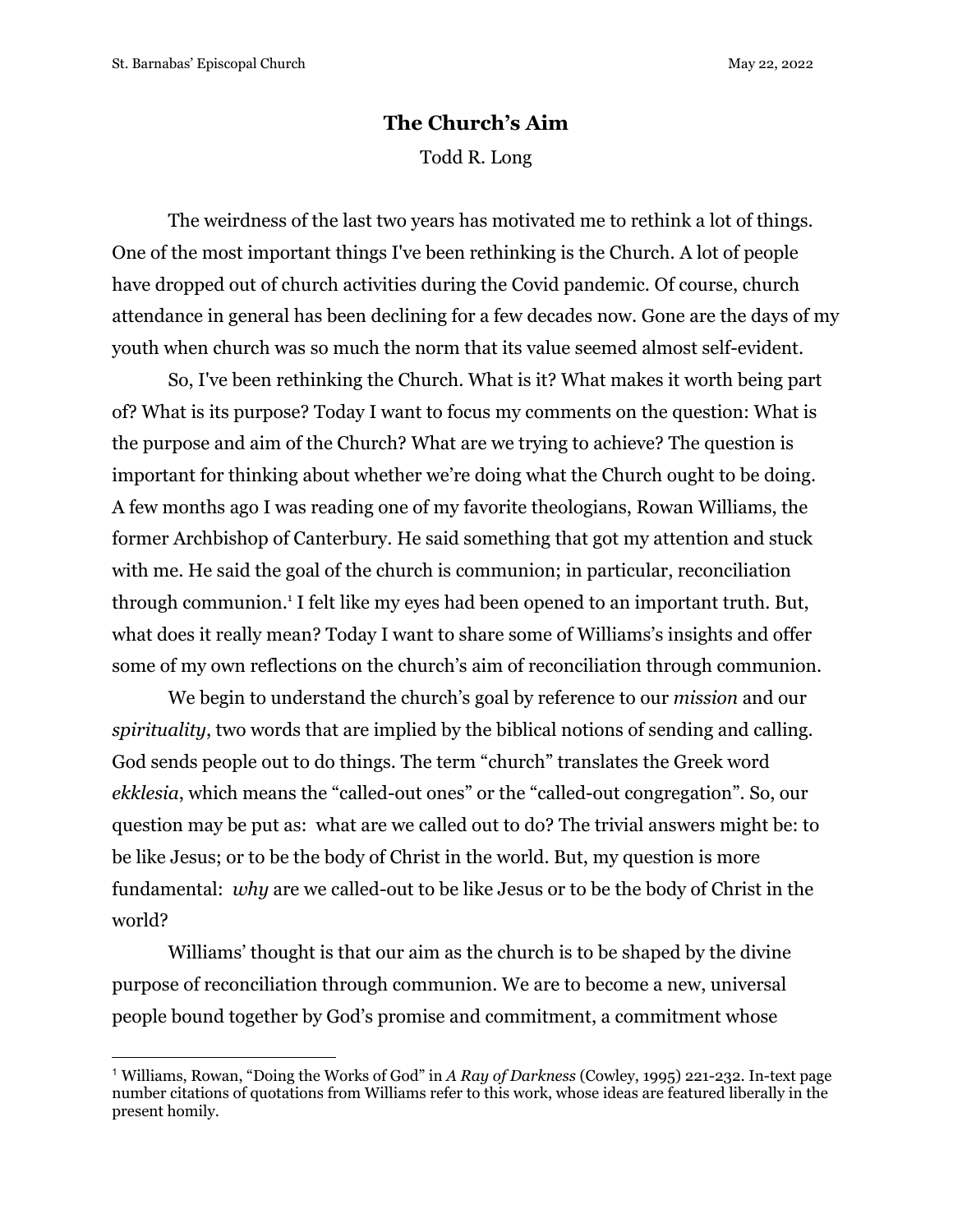# The Church's Aim

Todd R. Long

The weirdness of the last two years has motivated me to rethink a lot of things. One of the most important things I've been rethinking is the Church. A lot of people have dropped out of church activities during the Covid pandemic. Of course, church attendance in general has been declining for a few decades now. Gone are the days of my youth when church was so much the norm that its value seemed almost self-evident.

So, I've been rethinking the Church. What is it? What makes it worth being part of? What is its purpose? Today I want to focus my comments on the question: What is the purpose and aim of the Church? What are we trying to achieve? The question is important for thinking about whether we're doing what the Church ought to be doing. A few months ago I was reading one of my favorite theologians, Rowan Williams, the former Archbishop of Canterbury. He said something that got my attention and stuck with me. He said the goal of the church is communion; in particular, reconciliation through communion.[1] I felt like my eyes had been opened to an important truth. But, what does it really mean? Today I want to share some of Williams's insights and offer some of my own reflections on the church's aim of reconciliation through communion.

We begin to understand the church's goal by reference to our *mission* and our *spirituality*, two words that are implied by the biblical notions of sending and calling. God sends people out to do things. The term "church" translates the Greek word *ekklesia*, which means the "called-out ones" or the "called-out congregation". So, our question may be put as: what are we called out to do? The trivial answers might be: to be like Jesus; or to be the body of Christ in the world. But, my question is more fundamental: *why* are we called-out to be like Jesus or to be the body of Christ in the world?

Williams' thought is that our aim as the church is to be shaped by the divine purpose of reconciliation through communion. We are to become a new, universal people bound together by God's promise and commitment, a commitment whose

[1] Williams, Rowan, "Doing the Works of God" in *A Ray of Darkness* (Cowley, 1995) 221-232. In-text page number citations of quotations from Williams refer to this work, whose ideas are featured liberally in the present homily.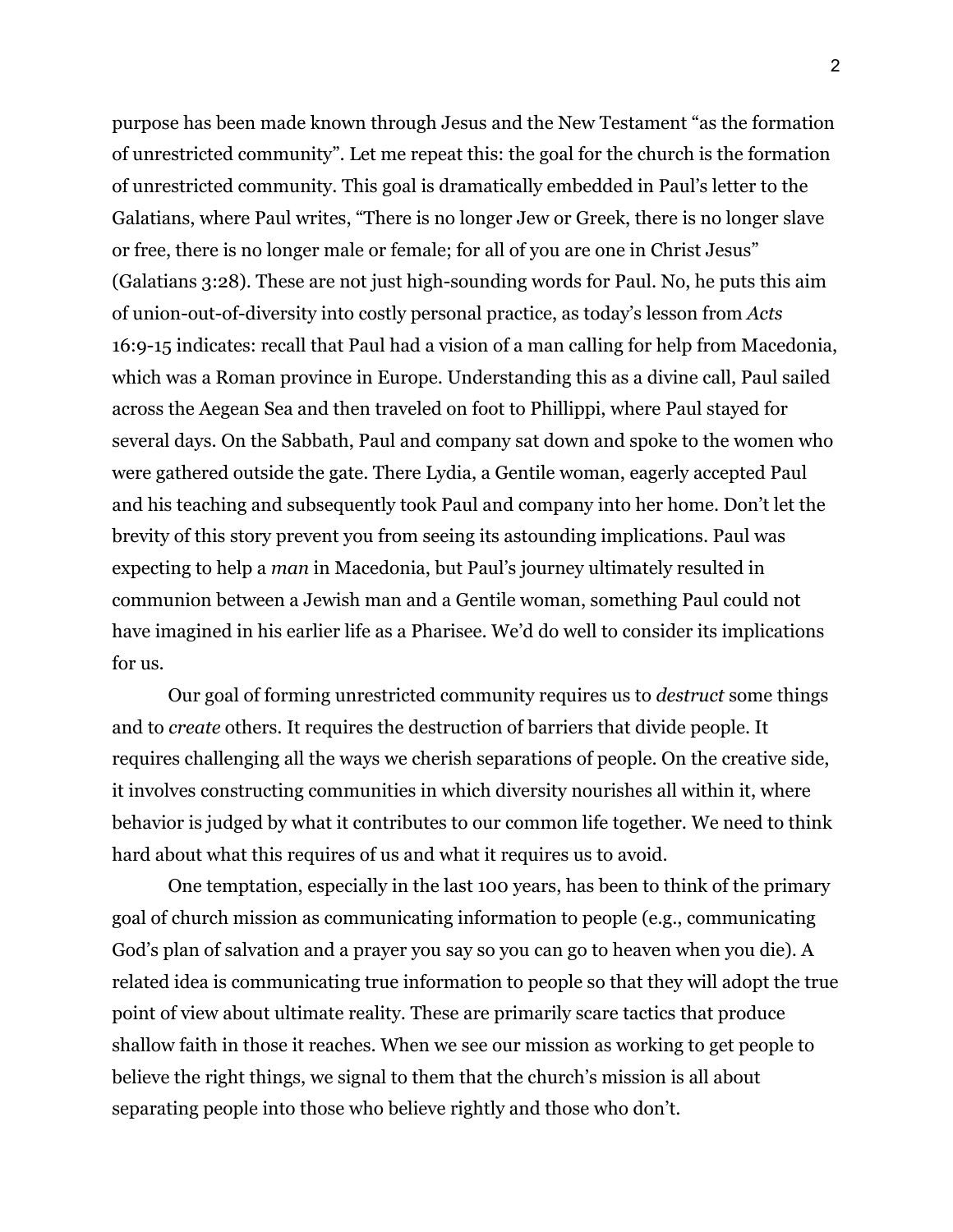purpose has been made known through Jesus and the New Testament "as the formation of unrestricted community". Let me repeat this: the goal for the church is the formation of unrestricted community. This goal is dramatically embedded in Paul's letter to the Galatians, where Paul writes, "There is no longer Jew or Greek, there is no longer slave or free, there is no longer male or female; for all of you are one in Christ Jesus" (Galatians 3:28). These are not just high-sounding words for Paul. No, he puts this aim of union-out-of-diversity into costly personal practice, as today's lesson from *Acts* 16:9-15 indicates: recall that Paul had a vision of a man calling for help from Macedonia, which was a Roman province in Europe. Understanding this as a divine call, Paul sailed across the Aegean Sea and then traveled on foot to Phillippi, where Paul stayed for several days. On the Sabbath, Paul and company sat down and spoke to the women who were gathered outside the gate. There Lydia, a Gentile woman, eagerly accepted Paul and his teaching and subsequently took Paul and company into her home. Don't let the brevity of this story prevent you from seeing its astounding implications. Paul was expecting to help a *man* in Macedonia, but Paul's journey ultimately resulted in communion between a Jewish man and a Gentile woman, something Paul could not have imagined in his earlier life as a Pharisee. We'd do well to consider its implications for us.

Our goal of forming unrestricted community requires us to *destruct* some things and to *create* others. It requires the destruction of barriers that divide people. It requires challenging all the ways we cherish separations of people. On the creative side, it involves constructing communities in which diversity nourishes all within it, where behavior is judged by what it contributes to our common life together. We need to think hard about what this requires of us and what it requires us to avoid.

One temptation, especially in the last 100 years, has been to think of the primary goal of church mission as communicating information to people (e.g., communicating God's plan of salvation and a prayer you say so you can go to heaven when you die). A related idea is communicating true information to people so that they will adopt the true point of view about ultimate reality. These are primarily scare tactics that produce shallow faith in those it reaches. When we see our mission as working to get people to believe the right things, we signal to them that the church's mission is all about separating people into those who believe rightly and those who don't.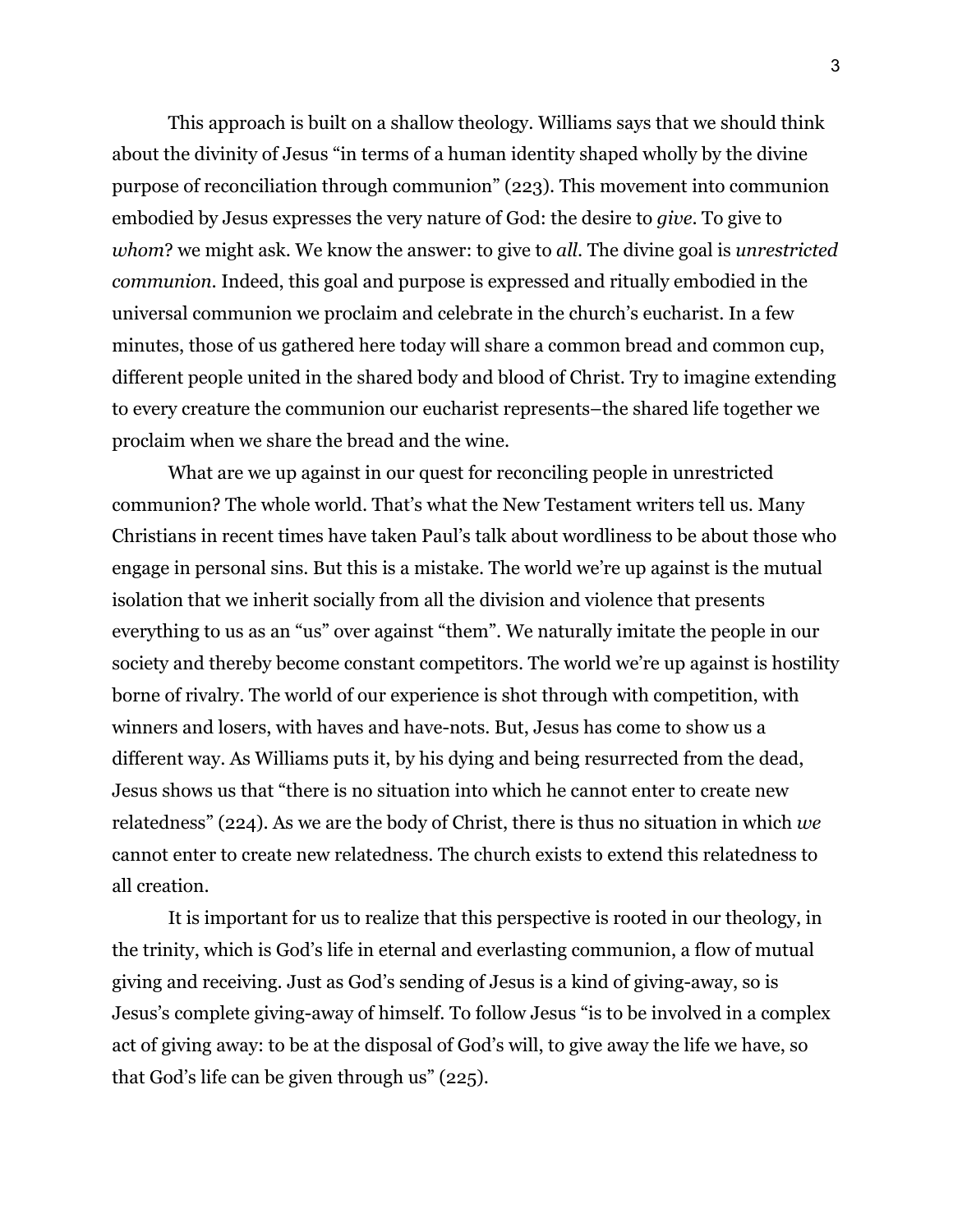This approach is built on a shallow theology. Williams says that we should think about the divinity of Jesus "in terms of a human identity shaped wholly by the divine purpose of reconciliation through communion" (223). This movement into communion embodied by Jesus expresses the very nature of God: the desire to *give*. To give to *whom*? we might ask. We know the answer: to give to *all*. The divine goal is *unrestricted communion*. Indeed, this goal and purpose is expressed and ritually embodied in the universal communion we proclaim and celebrate in the church's eucharist. In a few minutes, those of us gathered here today will share a common bread and common cup, different people united in the shared body and blood of Christ. Try to imagine extending to every creature the communion our eucharist represents–the shared life together we proclaim when we share the bread and the wine.

What are we up against in our quest for reconciling people in unrestricted communion? The whole world. That's what the New Testament writers tell us. Many Christians in recent times have taken Paul's talk about wordliness to be about those who engage in personal sins. But this is a mistake. The world we're up against is the mutual isolation that we inherit socially from all the division and violence that presents everything to us as an "us" over against "them". We naturally imitate the people in our society and thereby become constant competitors. The world we're up against is hostility borne of rivalry. The world of our experience is shot through with competition, with winners and losers, with haves and have-nots. But, Jesus has come to show us a different way. As Williams puts it, by his dying and being resurrected from the dead, Jesus shows us that "there is no situation into which he cannot enter to create new relatedness" (224). As we are the body of Christ, there is thus no situation in which *we* cannot enter to create new relatedness. The church exists to extend this relatedness to all creation.

It is important for us to realize that this perspective is rooted in our theology, in the trinity, which is God's life in eternal and everlasting communion, a flow of mutual giving and receiving. Just as God's sending of Jesus is a kind of giving-away, so is Jesus's complete giving-away of himself. To follow Jesus "is to be involved in a complex act of giving away: to be at the disposal of God's will, to give away the life we have, so that God's life can be given through us" (225).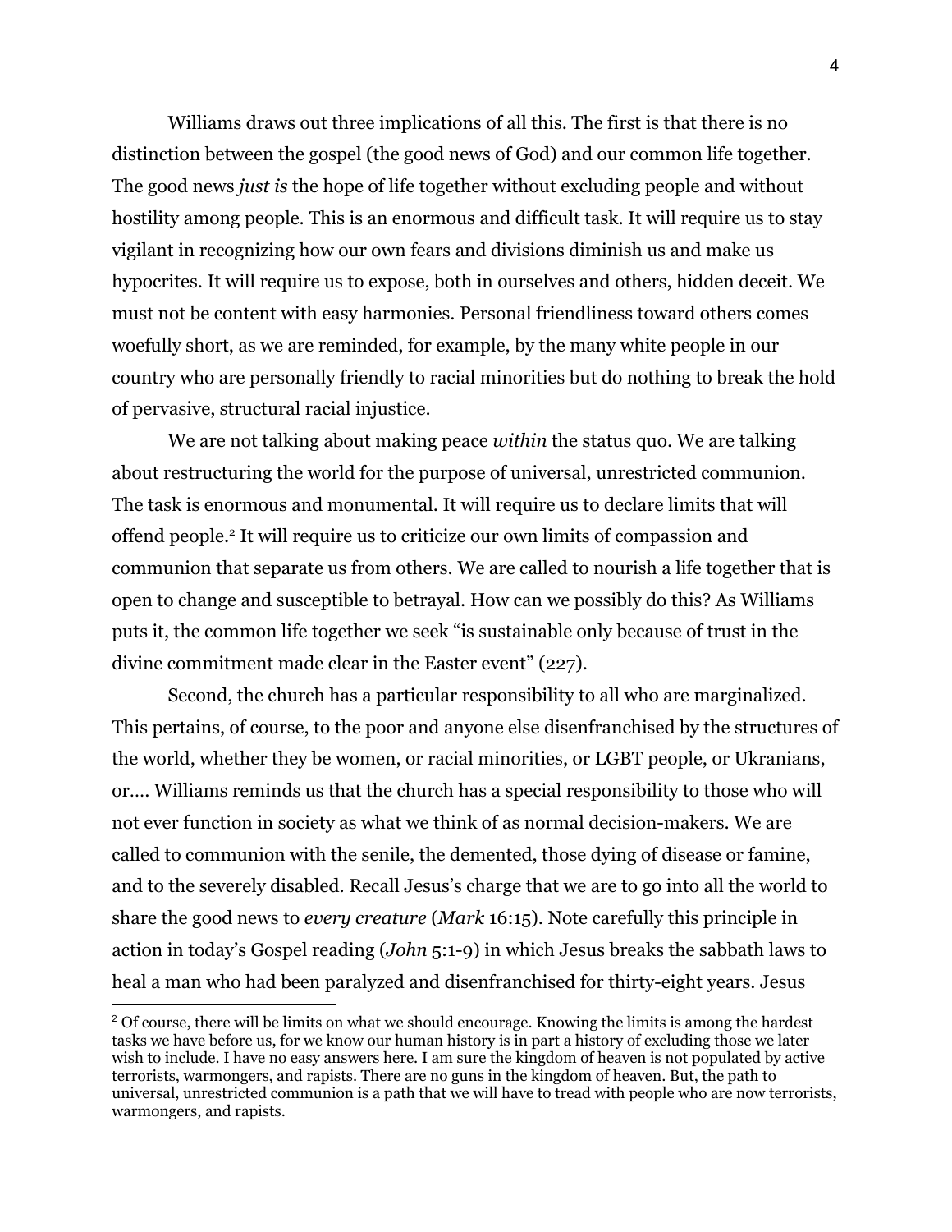Williams draws out three implications of all this. The first is that there is no distinction between the gospel (the good news of God) and our common life together. The good news *just is* the hope of life together without excluding people and without hostility among people. This is an enormous and difficult task. It will require us to stay vigilant in recognizing how our own fears and divisions diminish us and make us hypocrites. It will require us to expose, both in ourselves and others, hidden deceit. We must not be content with easy harmonies. Personal friendliness toward others comes woefully short, as we are reminded, for example, by the many white people in our country who are personally friendly to racial minorities but do nothing to break the hold of pervasive, structural racial injustice.

We are not talking about making peace *within* the status quo. We are talking about restructuring the world for the purpose of universal, unrestricted communion. The task is enormous and monumental. It will require us to declare limits that will offend people.[2] It will require us to criticize our own limits of compassion and communion that separate us from others. We are called to nourish a life together that is open to change and susceptible to betrayal. How can we possibly do this? As Williams puts it, the common life together we seek "is sustainable only because of trust in the divine commitment made clear in the Easter event" (227).

Second, the church has a particular responsibility to all who are marginalized. This pertains, of course, to the poor and anyone else disenfranchised by the structures of the world, whether they be women, or racial minorities, or LGBT people, or Ukranians, or…. Williams reminds us that the church has a special responsibility to those who will not ever function in society as what we think of as normal decision-makers. We are called to communion with the senile, the demented, those dying of disease or famine, and to the severely disabled. Recall Jesus's charge that we are to go into all the world to share the good news to *every creature* (*Mark* 16:15). Note carefully this principle in action in today's Gospel reading (*John* 5:1-9) in which Jesus breaks the sabbath laws to heal a man who had been paralyzed and disenfranchised for thirty-eight years. Jesus

---

[2] Of course, there will be limits on what we should encourage. Knowing the limits is among the hardest tasks we have before us, for we know our human history is in part a history of excluding those we later wish to include. I have no easy answers here. I am sure the kingdom of heaven is not populated by active terrorists, warmongers, and rapists. There are no guns in the kingdom of heaven. But, the path to universal, unrestricted communion is a path that we will have to tread with people who are now terrorists, warmongers, and rapists.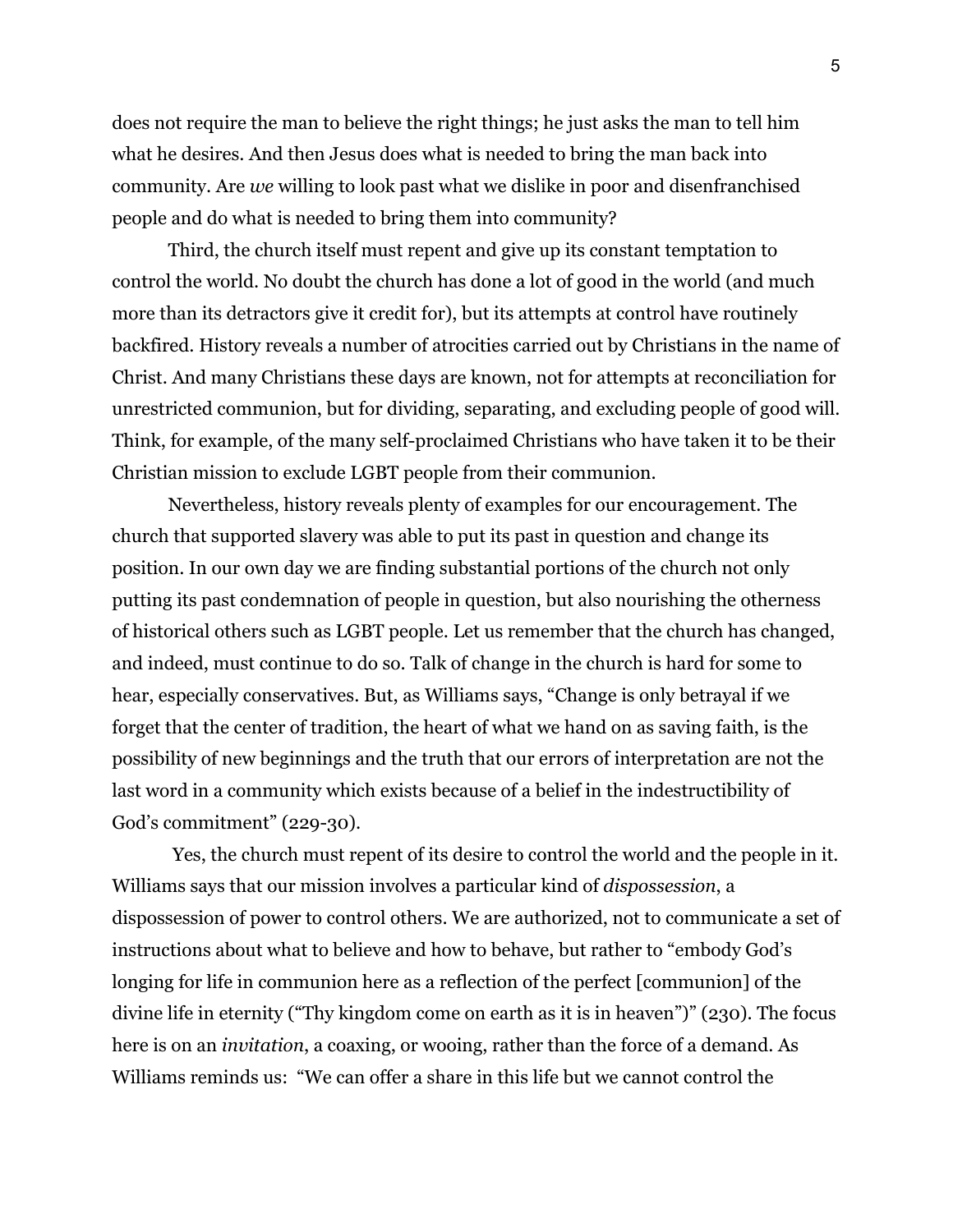does not require the man to believe the right things; he just asks the man to tell him what he desires. And then Jesus does what is needed to bring the man back into community. Are *we* willing to look past what we dislike in poor and disenfranchised people and do what is needed to bring them into community?

Third, the church itself must repent and give up its constant temptation to control the world. No doubt the church has done a lot of good in the world (and much more than its detractors give it credit for), but its attempts at control have routinely backfired. History reveals a number of atrocities carried out by Christians in the name of Christ. And many Christians these days are known, not for attempts at reconciliation for unrestricted communion, but for dividing, separating, and excluding people of good will. Think, for example, of the many self-proclaimed Christians who have taken it to be their Christian mission to exclude LGBT people from their communion.

Nevertheless, history reveals plenty of examples for our encouragement. The church that supported slavery was able to put its past in question and change its position. In our own day we are finding substantial portions of the church not only putting its past condemnation of people in question, but also nourishing the otherness of historical others such as LGBT people. Let us remember that the church has changed, and indeed, must continue to do so. Talk of change in the church is hard for some to hear, especially conservatives. But, as Williams says, "Change is only betrayal if we forget that the center of tradition, the heart of what we hand on as saving faith, is the possibility of new beginnings and the truth that our errors of interpretation are not the last word in a community which exists because of a belief in the indestructibility of God's commitment" (229-30).

Yes, the church must repent of its desire to control the world and the people in it. Williams says that our mission involves a particular kind of *dispossession*, a dispossession of power to control others. We are authorized, not to communicate a set of instructions about what to believe and how to behave, but rather to "embody God's longing for life in communion here as a reflection of the perfect [communion] of the divine life in eternity ("Thy kingdom come on earth as it is in heaven")" (230). The focus here is on an *invitation*, a coaxing, or wooing, rather than the force of a demand. As Williams reminds us: "We can offer a share in this life but we cannot control the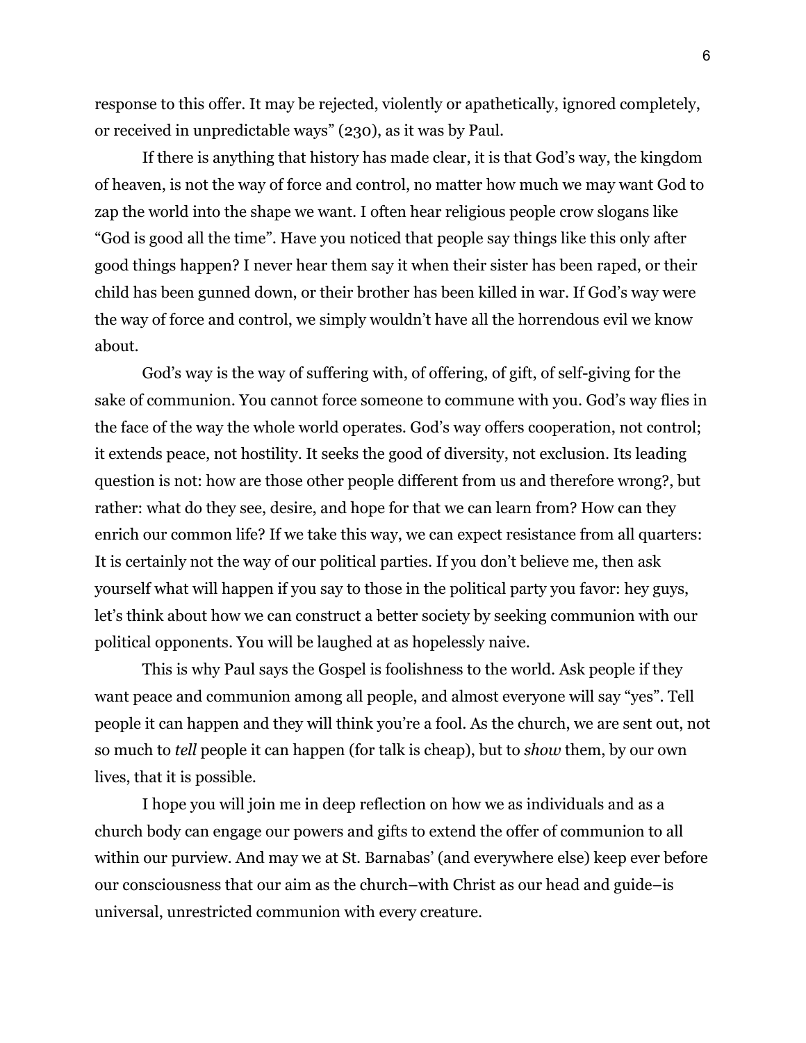response to this offer. It may be rejected, violently or apathetically, ignored completely, or received in unpredictable ways" (230), as it was by Paul.

If there is anything that history has made clear, it is that God's way, the kingdom of heaven, is not the way of force and control, no matter how much we may want God to zap the world into the shape we want. I often hear religious people crow slogans like "God is good all the time". Have you noticed that people say things like this only after good things happen? I never hear them say it when their sister has been raped, or their child has been gunned down, or their brother has been killed in war. If God's way were the way of force and control, we simply wouldn't have all the horrendous evil we know about.

God's way is the way of suffering with, of offering, of gift, of self-giving for the sake of communion. You cannot force someone to commune with you. God's way flies in the face of the way the whole world operates. God's way offers cooperation, not control; it extends peace, not hostility. It seeks the good of diversity, not exclusion. Its leading question is not: how are those other people different from us and therefore wrong?, but rather: what do they see, desire, and hope for that we can learn from? How can they enrich our common life? If we take this way, we can expect resistance from all quarters: It is certainly not the way of our political parties. If you don't believe me, then ask yourself what will happen if you say to those in the political party you favor: hey guys, let's think about how we can construct a better society by seeking communion with our political opponents. You will be laughed at as hopelessly naive.

This is why Paul says the Gospel is foolishness to the world. Ask people if they want peace and communion among all people, and almost everyone will say "yes". Tell people it can happen and they will think you're a fool. As the church, we are sent out, not so much to *tell* people it can happen (for talk is cheap), but to *show* them, by our own lives, that it is possible.

I hope you will join me in deep reflection on how we as individuals and as a church body can engage our powers and gifts to extend the offer of communion to all within our purview. And may we at St. Barnabas' (and everywhere else) keep ever before our consciousness that our aim as the church–with Christ as our head and guide–is universal, unrestricted communion with every creature.